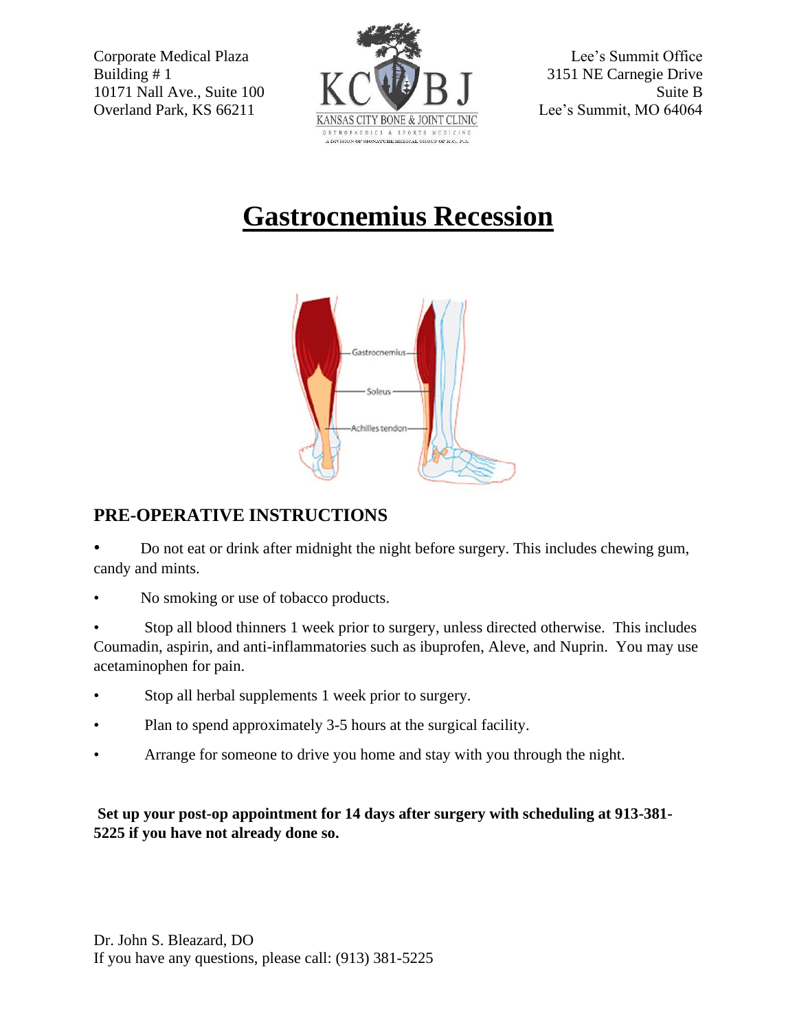Corporate Medical Plaza
Building # 1
10171 Nall Ave., Suite 100
Overland Park, KS 66211

Lee's Summit Office
3151 NE Carnegie Drive
Suite B
Lee's Summit, MO 64064

# Gastrocnemius Recession

## PRE-OPERATIVE INSTRUCTIONS

- Do not eat or drink after midnight the night before surgery. This includes chewing gum, candy and mints.
- No smoking or use of tobacco products.
- Stop all blood thinners 1 week prior to surgery, unless directed otherwise. This includes Coumadin, aspirin, and anti-inflammatories such as ibuprofen, Aleve, and Nuprin. You may use acetaminophen for pain.
- Stop all herbal supplements 1 week prior to surgery.
- Plan to spend approximately 3-5 hours at the surgical facility.
- Arrange for someone to drive you home and stay with you through the night.

**Set up your post-op appointment for 14 days after surgery with scheduling at 913-381-5225 if you have not already done so.**

Dr. John S. Bleazard, DO
If you have any questions, please call: (913) 381-5225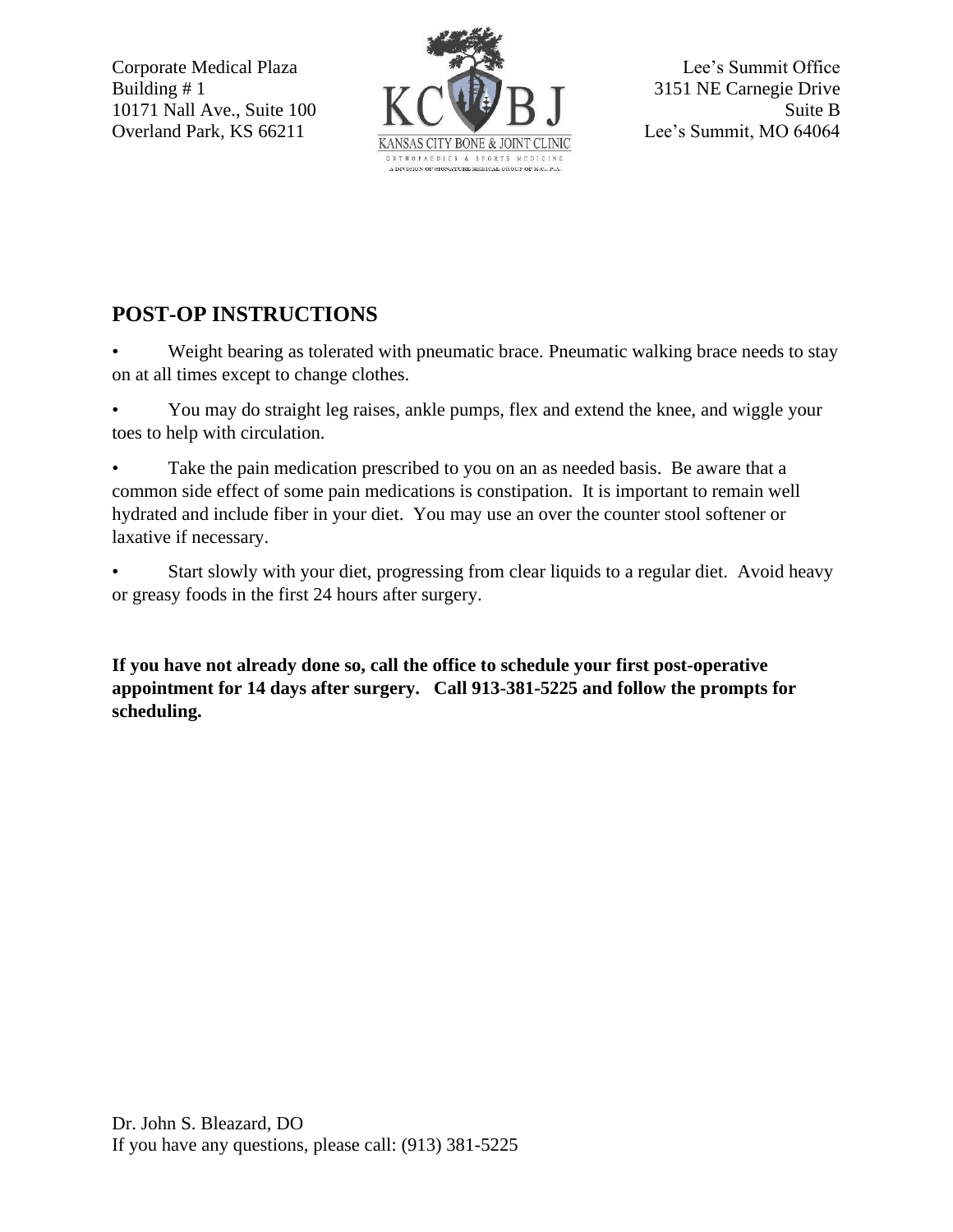Corporate Medical Plaza
Building # 1
10171 Nall Ave., Suite 100
Overland Park, KS 66211

KANSAS CITY BONE & JOINT CLINIC
ORTHOPAEDICS & SPORTS MEDICINE
A DIVISION OF SIGNATURE MEDICAL GROUP OF K.C., P.A.

Lee's Summit Office
3151 NE Carnegie Drive
Suite B
Lee's Summit, MO 64064

## POST-OP INSTRUCTIONS

- Weight bearing as tolerated with pneumatic brace. Pneumatic walking brace needs to stay on at all times except to change clothes.
- You may do straight leg raises, ankle pumps, flex and extend the knee, and wiggle your toes to help with circulation.
- Take the pain medication prescribed to you on an as needed basis. Be aware that a common side effect of some pain medications is constipation. It is important to remain well hydrated and include fiber in your diet. You may use an over the counter stool softener or laxative if necessary.
- Start slowly with your diet, progressing from clear liquids to a regular diet. Avoid heavy or greasy foods in the first 24 hours after surgery.

**If you have not already done so, call the office to schedule your first post-operative appointment for 14 days after surgery. Call 913-381-5225 and follow the prompts for scheduling.**

Dr. John S. Bleazard, DO
If you have any questions, please call: (913) 381-5225